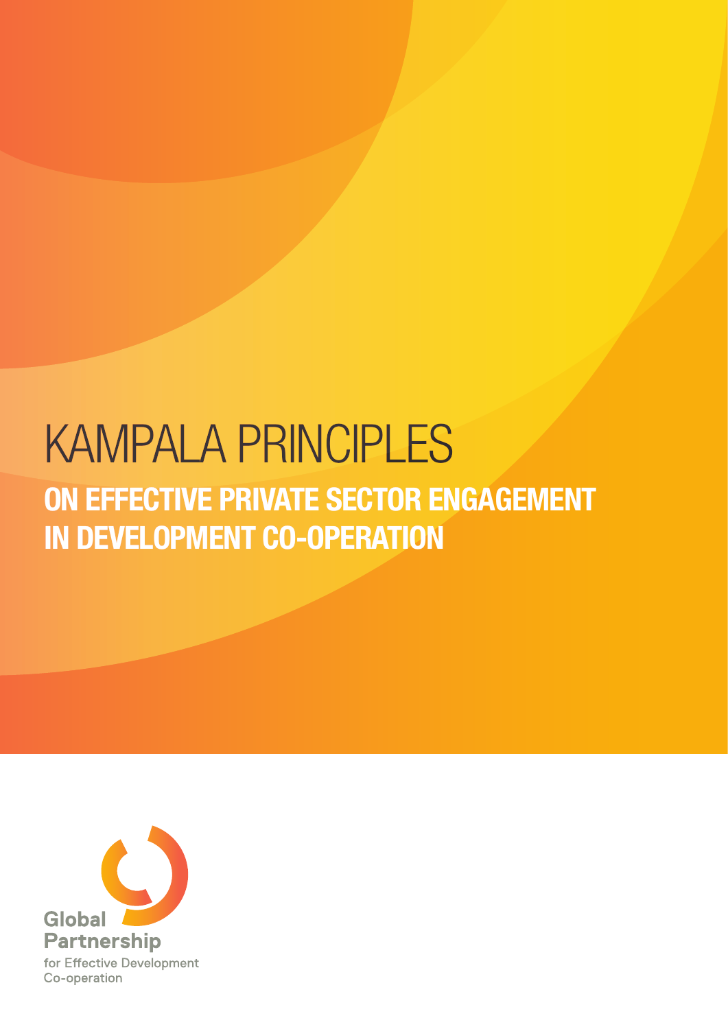# KAMPALA PRINCIPLES

## ON EFFECTIVE PRIVATE SECTOR ENGAGEMENT IN DEVELOPMENT CO-OPERATION

Global Partnership
for Effective Development Co-operation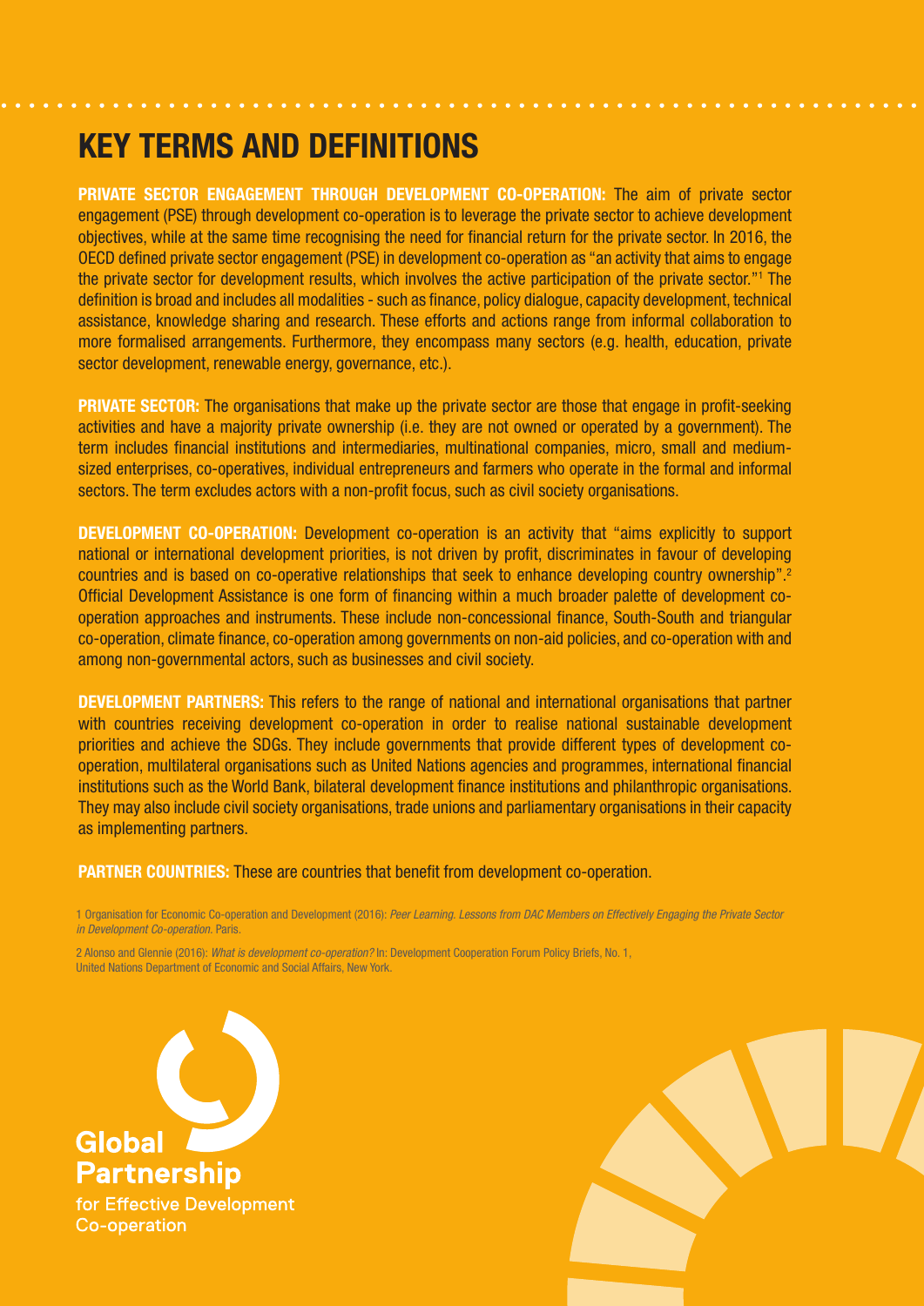# KEY TERMS AND DEFINITIONS

**PRIVATE SECTOR ENGAGEMENT THROUGH DEVELOPMENT CO-OPERATION:** The aim of private sector engagement (PSE) through development co-operation is to leverage the private sector to achieve development objectives, while at the same time recognising the need for financial return for the private sector. In 2016, the OECD defined private sector engagement (PSE) in development co-operation as "an activity that aims to engage the private sector for development results, which involves the active participation of the private sector."[1] The definition is broad and includes all modalities - such as finance, policy dialogue, capacity development, technical assistance, knowledge sharing and research. These efforts and actions range from informal collaboration to more formalised arrangements. Furthermore, they encompass many sectors (e.g. health, education, private sector development, renewable energy, governance, etc.).

**PRIVATE SECTOR:** The organisations that make up the private sector are those that engage in profit-seeking activities and have a majority private ownership (i.e. they are not owned or operated by a government). The term includes financial institutions and intermediaries, multinational companies, micro, small and medium-sized enterprises, co-operatives, individual entrepreneurs and farmers who operate in the formal and informal sectors. The term excludes actors with a non-profit focus, such as civil society organisations.

**DEVELOPMENT CO-OPERATION:** Development co-operation is an activity that "aims explicitly to support national or international development priorities, is not driven by profit, discriminates in favour of developing countries and is based on co-operative relationships that seek to enhance developing country ownership".[2] Official Development Assistance is one form of financing within a much broader palette of development co-operation approaches and instruments. These include non-concessional finance, South-South and triangular co-operation, climate finance, co-operation among governments on non-aid policies, and co-operation with and among non-governmental actors, such as businesses and civil society.

**DEVELOPMENT PARTNERS:** This refers to the range of national and international organisations that partner with countries receiving development co-operation in order to realise national sustainable development priorities and achieve the SDGs. They include governments that provide different types of development co-operation, multilateral organisations such as United Nations agencies and programmes, international financial institutions such as the World Bank, bilateral development finance institutions and philanthropic organisations. They may also include civil society organisations, trade unions and parliamentary organisations in their capacity as implementing partners.

**PARTNER COUNTRIES:** These are countries that benefit from development co-operation.

1 Organisation for Economic Co-operation and Development (2016): *Peer Learning. Lessons from DAC Members on Effectively Engaging the Private Sector in Development Co-operation.* Paris.

2 Alonso and Glennie (2016): *What is development co-operation?* In: Development Cooperation Forum Policy Briefs, No. 1, United Nations Department of Economic and Social Affairs, New York.

Global Partnership for Effective Development Co-operation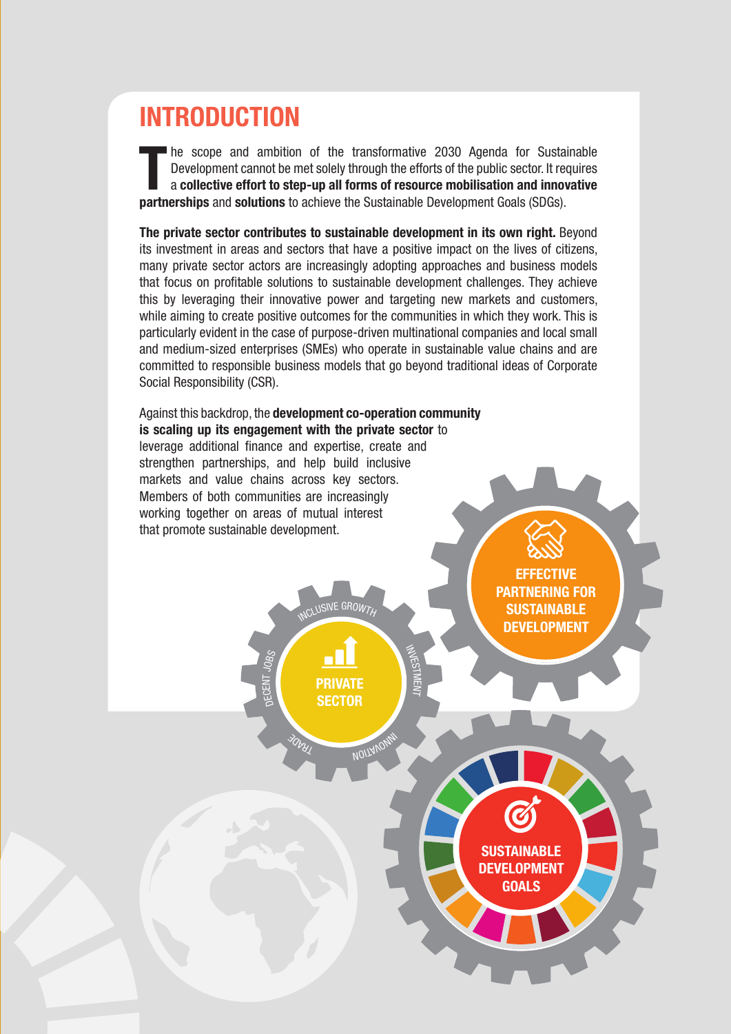# INTRODUCTION

The scope and ambition of the transformative 2030 Agenda for Sustainable Development cannot be met solely through the efforts of the public sector. It requires a **collective effort to step-up all forms of resource mobilisation and innovative partnerships** and **solutions** to achieve the Sustainable Development Goals (SDGs).

**The private sector contributes to sustainable development in its own right.** Beyond its investment in areas and sectors that have a positive impact on the lives of citizens, many private sector actors are increasingly adopting approaches and business models that focus on profitable solutions to sustainable development challenges. They achieve this by leveraging their innovative power and targeting new markets and customers, while aiming to create positive outcomes for the communities in which they work. This is particularly evident in the case of purpose-driven multinational companies and local small and medium-sized enterprises (SMEs) who operate in sustainable value chains and are committed to responsible business models that go beyond traditional ideas of Corporate Social Responsibility (CSR).

Against this backdrop, the **development co-operation community is scaling up its engagement with the private sector** to leverage additional finance and expertise, create and strengthen partnerships, and help build inclusive markets and value chains across key sectors. Members of both communities are increasingly working together on areas of mutual interest that promote sustainable development.

EFFECTIVE PARTNERING FOR SUSTAINABLE DEVELOPMENT

INCLUSIVE GROWTH · INVESTMENT · INNOVATION · TRADE · DECENT JOBS

PRIVATE SECTOR

SUSTAINABLE DEVELOPMENT GOALS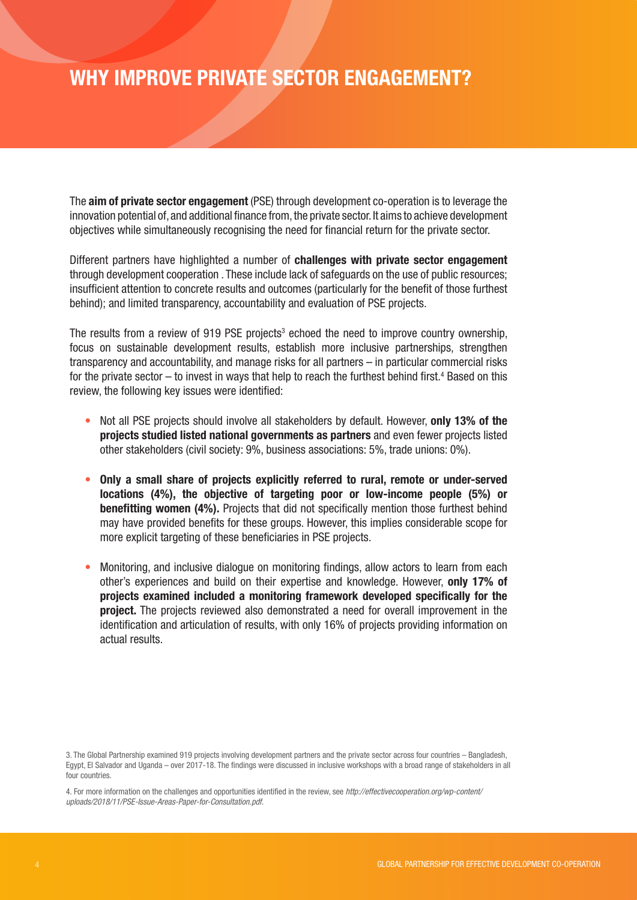# WHY IMPROVE PRIVATE SECTOR ENGAGEMENT?

The **aim of private sector engagement** (PSE) through development co-operation is to leverage the innovation potential of, and additional finance from, the private sector. It aims to achieve development objectives while simultaneously recognising the need for financial return for the private sector.

Different partners have highlighted a number of **challenges with private sector engagement** through development cooperation . These include lack of safeguards on the use of public resources; insufficient attention to concrete results and outcomes (particularly for the benefit of those furthest behind); and limited transparency, accountability and evaluation of PSE projects.

The results from a review of 919 PSE projects[3] echoed the need to improve country ownership, focus on sustainable development results, establish more inclusive partnerships, strengthen transparency and accountability, and manage risks for all partners – in particular commercial risks for the private sector – to invest in ways that help to reach the furthest behind first.[4] Based on this review, the following key issues were identified:

- Not all PSE projects should involve all stakeholders by default. However, **only 13% of the projects studied listed national governments as partners** and even fewer projects listed other stakeholders (civil society: 9%, business associations: 5%, trade unions: 0%).
- **Only a small share of projects explicitly referred to rural, remote or under-served locations (4%), the objective of targeting poor or low-income people (5%) or benefitting women (4%).** Projects that did not specifically mention those furthest behind may have provided benefits for these groups. However, this implies considerable scope for more explicit targeting of these beneficiaries in PSE projects.
- Monitoring, and inclusive dialogue on monitoring findings, allow actors to learn from each other's experiences and build on their expertise and knowledge. However, **only 17% of projects examined included a monitoring framework developed specifically for the project.** The projects reviewed also demonstrated a need for overall improvement in the identification and articulation of results, with only 16% of projects providing information on actual results.

3. The Global Partnership examined 919 projects involving development partners and the private sector across four countries – Bangladesh, Egypt, El Salvador and Uganda – over 2017-18. The findings were discussed in inclusive workshops with a broad range of stakeholders in all four countries.

4. For more information on the challenges and opportunities identified in the review, see *http://effectivecooperation.org/wp-content/uploads/2018/11/PSE-Issue-Areas-Paper-for-Consultation.pdf*.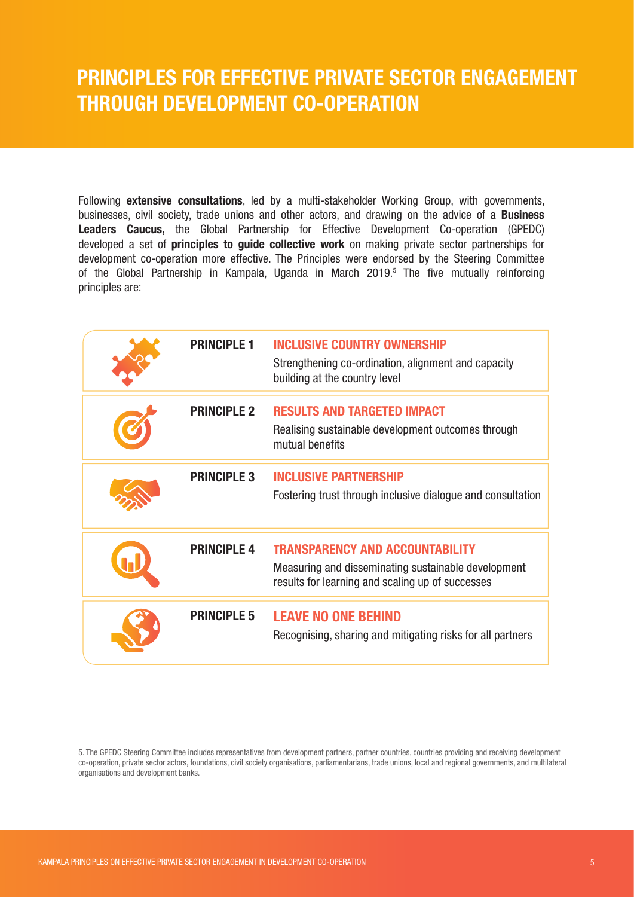# PRINCIPLES FOR EFFECTIVE PRIVATE SECTOR ENGAGEMENT THROUGH DEVELOPMENT CO-OPERATION

Following **extensive consultations**, led by a multi-stakeholder Working Group, with governments, businesses, civil society, trade unions and other actors, and drawing on the advice of a **Business Leaders Caucus,** the Global Partnership for Effective Development Co-operation (GPEDC) developed a set of **principles to guide collective work** on making private sector partnerships for development co-operation more effective. The Principles were endorsed by the Steering Committee of the Global Partnership in Kampala, Uganda in March 2019.[5] The five mutually reinforcing principles are:

| | |
|---|---|
| **PRINCIPLE 1** | **INCLUSIVE COUNTRY OWNERSHIP**<br>Strengthening co-ordination, alignment and capacity building at the country level |
| **PRINCIPLE 2** | **RESULTS AND TARGETED IMPACT**<br>Realising sustainable development outcomes through mutual benefits |
| **PRINCIPLE 3** | **INCLUSIVE PARTNERSHIP**<br>Fostering trust through inclusive dialogue and consultation |
| **PRINCIPLE 4** | **TRANSPARENCY AND ACCOUNTABILITY**<br>Measuring and disseminating sustainable development results for learning and scaling up of successes |
| **PRINCIPLE 5** | **LEAVE NO ONE BEHIND**<br>Recognising, sharing and mitigating risks for all partners |

5. The GPEDC Steering Committee includes representatives from development partners, partner countries, countries providing and receiving development co-operation, private sector actors, foundations, civil society organisations, parliamentarians, trade unions, local and regional governments, and multilateral organisations and development banks.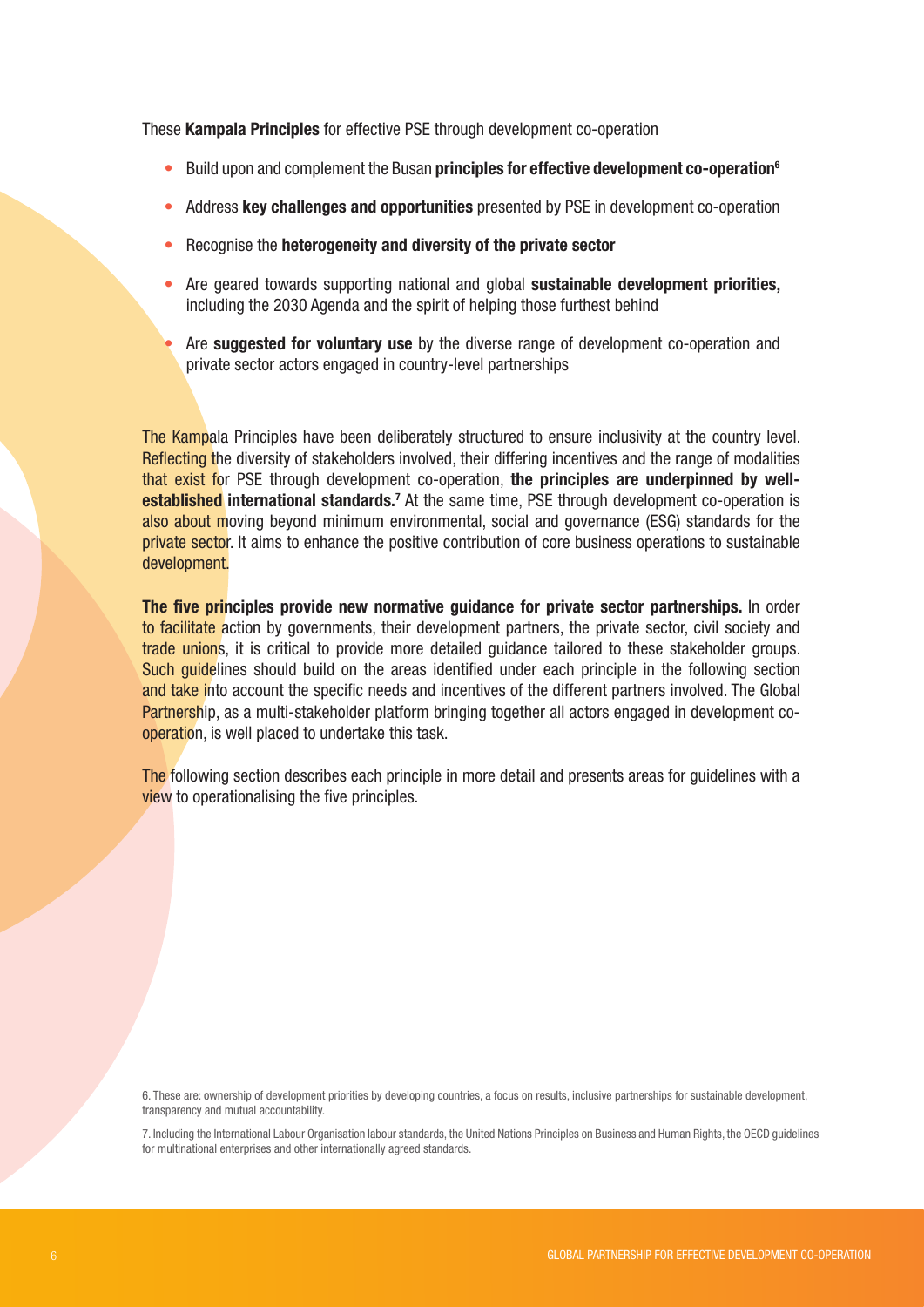These **Kampala Principles** for effective PSE through development co-operation

- Build upon and complement the Busan **principles for effective development co-operation**[6]
- Address **key challenges and opportunities** presented by PSE in development co-operation
- Recognise the **heterogeneity and diversity of the private sector**
- Are geared towards supporting national and global **sustainable development priorities,** including the 2030 Agenda and the spirit of helping those furthest behind
- Are **suggested for voluntary use** by the diverse range of development co-operation and private sector actors engaged in country-level partnerships

The Kampala Principles have been deliberately structured to ensure inclusivity at the country level. Reflecting the diversity of stakeholders involved, their differing incentives and the range of modalities that exist for PSE through development co-operation, **the principles are underpinned by well-established international standards.**[7] At the same time, PSE through development co-operation is also about moving beyond minimum environmental, social and governance (ESG) standards for the private sector. It aims to enhance the positive contribution of core business operations to sustainable development.

**The five principles provide new normative guidance for private sector partnerships.** In order to facilitate action by governments, their development partners, the private sector, civil society and trade unions, it is critical to provide more detailed guidance tailored to these stakeholder groups. Such guidelines should build on the areas identified under each principle in the following section and take into account the specific needs and incentives of the different partners involved. The Global Partnership, as a multi-stakeholder platform bringing together all actors engaged in development co-operation, is well placed to undertake this task.

The following section describes each principle in more detail and presents areas for guidelines with a view to operationalising the five principles.

6. These are: ownership of development priorities by developing countries, a focus on results, inclusive partnerships for sustainable development, transparency and mutual accountability.

7. Including the International Labour Organisation labour standards, the United Nations Principles on Business and Human Rights, the OECD guidelines for multinational enterprises and other internationally agreed standards.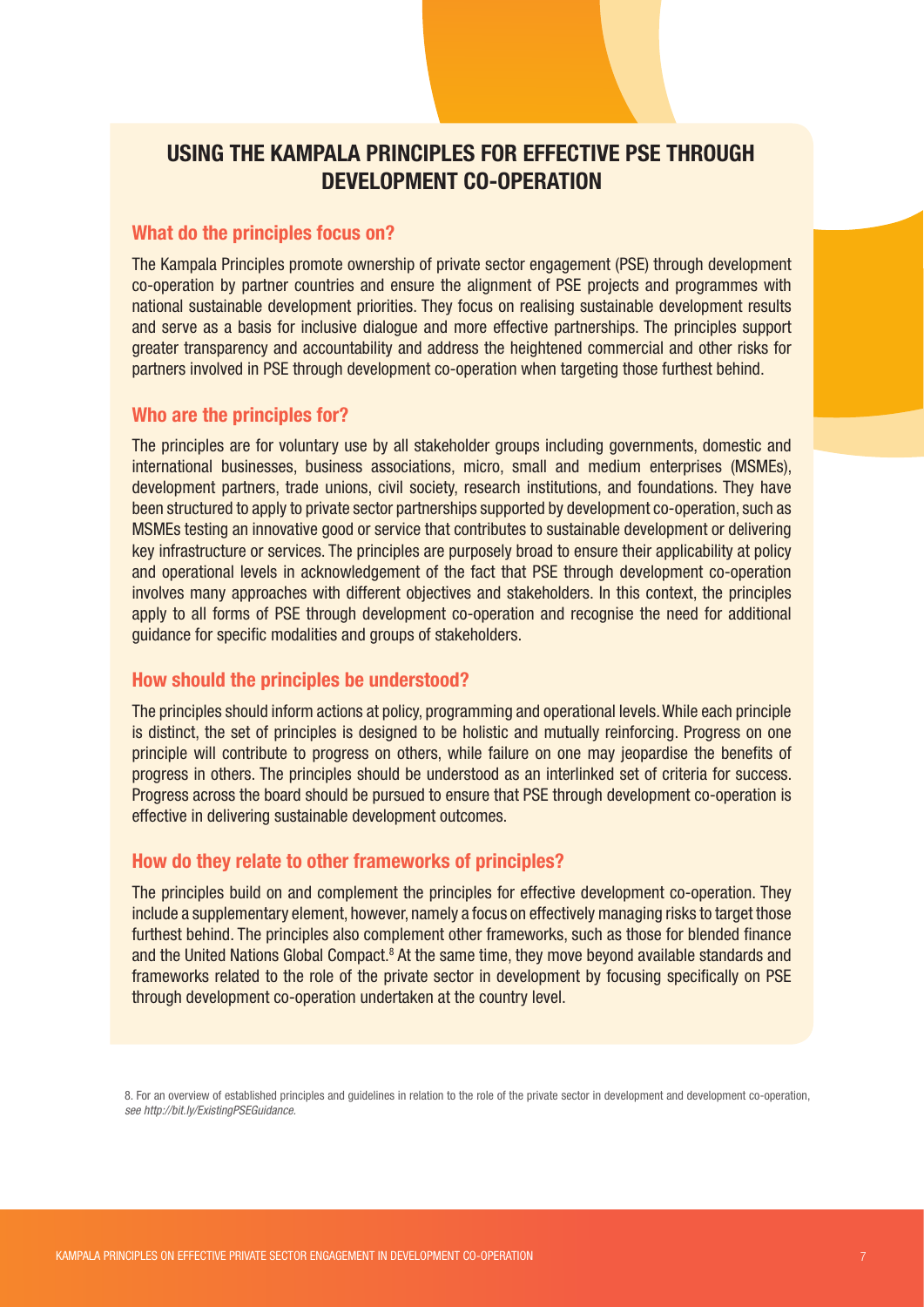## USING THE KAMPALA PRINCIPLES FOR EFFECTIVE PSE THROUGH DEVELOPMENT CO-OPERATION

### What do the principles focus on?

The Kampala Principles promote ownership of private sector engagement (PSE) through development co-operation by partner countries and ensure the alignment of PSE projects and programmes with national sustainable development priorities. They focus on realising sustainable development results and serve as a basis for inclusive dialogue and more effective partnerships. The principles support greater transparency and accountability and address the heightened commercial and other risks for partners involved in PSE through development co-operation when targeting those furthest behind.

### Who are the principles for?

The principles are for voluntary use by all stakeholder groups including governments, domestic and international businesses, business associations, micro, small and medium enterprises (MSMEs), development partners, trade unions, civil society, research institutions, and foundations. They have been structured to apply to private sector partnerships supported by development co-operation, such as MSMEs testing an innovative good or service that contributes to sustainable development or delivering key infrastructure or services. The principles are purposely broad to ensure their applicability at policy and operational levels in acknowledgement of the fact that PSE through development co-operation involves many approaches with different objectives and stakeholders. In this context, the principles apply to all forms of PSE through development co-operation and recognise the need for additional guidance for specific modalities and groups of stakeholders.

### How should the principles be understood?

The principles should inform actions at policy, programming and operational levels. While each principle is distinct, the set of principles is designed to be holistic and mutually reinforcing. Progress on one principle will contribute to progress on others, while failure on one may jeopardise the benefits of progress in others. The principles should be understood as an interlinked set of criteria for success. Progress across the board should be pursued to ensure that PSE through development co-operation is effective in delivering sustainable development outcomes.

### How do they relate to other frameworks of principles?

The principles build on and complement the principles for effective development co-operation. They include a supplementary element, however, namely a focus on effectively managing risks to target those furthest behind. The principles also complement other frameworks, such as those for blended finance and the United Nations Global Compact.[8] At the same time, they move beyond available standards and frameworks related to the role of the private sector in development by focusing specifically on PSE through development co-operation undertaken at the country level.

8. For an overview of established principles and guidelines in relation to the role of the private sector in development and development co-operation, *see http://bit.ly/ExistingPSEGuidance.*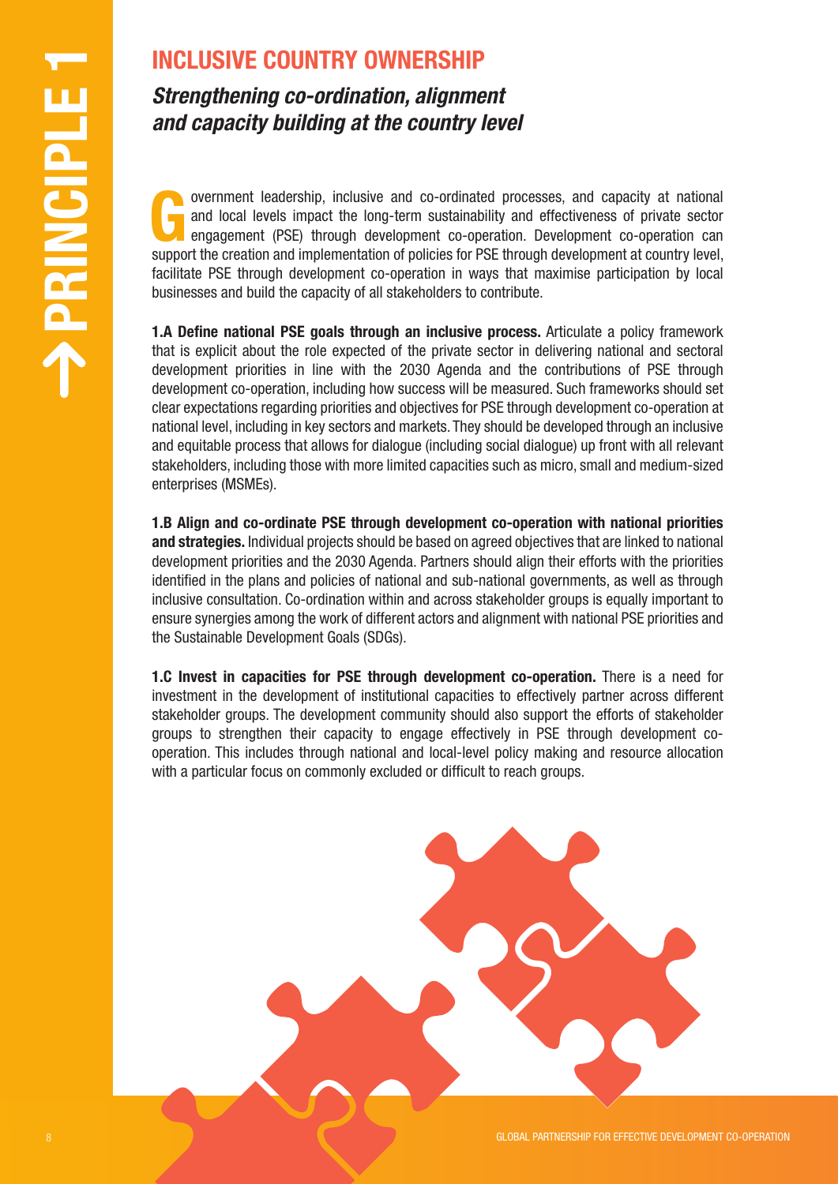# PRINCIPLE 1

## INCLUSIVE COUNTRY OWNERSHIP

### *Strengthening co-ordination, alignment and capacity building at the country level*

Government leadership, inclusive and co-ordinated processes, and capacity at national and local levels impact the long-term sustainability and effectiveness of private sector engagement (PSE) through development co-operation. Development co-operation can support the creation and implementation of policies for PSE through development at country level, facilitate PSE through development co-operation in ways that maximise participation by local businesses and build the capacity of all stakeholders to contribute.

**1.A Define national PSE goals through an inclusive process.** Articulate a policy framework that is explicit about the role expected of the private sector in delivering national and sectoral development priorities in line with the 2030 Agenda and the contributions of PSE through development co-operation, including how success will be measured. Such frameworks should set clear expectations regarding priorities and objectives for PSE through development co-operation at national level, including in key sectors and markets. They should be developed through an inclusive and equitable process that allows for dialogue (including social dialogue) up front with all relevant stakeholders, including those with more limited capacities such as micro, small and medium-sized enterprises (MSMEs).

**1.B Align and co-ordinate PSE through development co-operation with national priorities and strategies.** Individual projects should be based on agreed objectives that are linked to national development priorities and the 2030 Agenda. Partners should align their efforts with the priorities identified in the plans and policies of national and sub-national governments, as well as through inclusive consultation. Co-ordination within and across stakeholder groups is equally important to ensure synergies among the work of different actors and alignment with national PSE priorities and the Sustainable Development Goals (SDGs).

**1.C Invest in capacities for PSE through development co-operation.** There is a need for investment in the development of institutional capacities to effectively partner across different stakeholder groups. The development community should also support the efforts of stakeholder groups to strengthen their capacity to engage effectively in PSE through development co-operation. This includes through national and local-level policy making and resource allocation with a particular focus on commonly excluded or difficult to reach groups.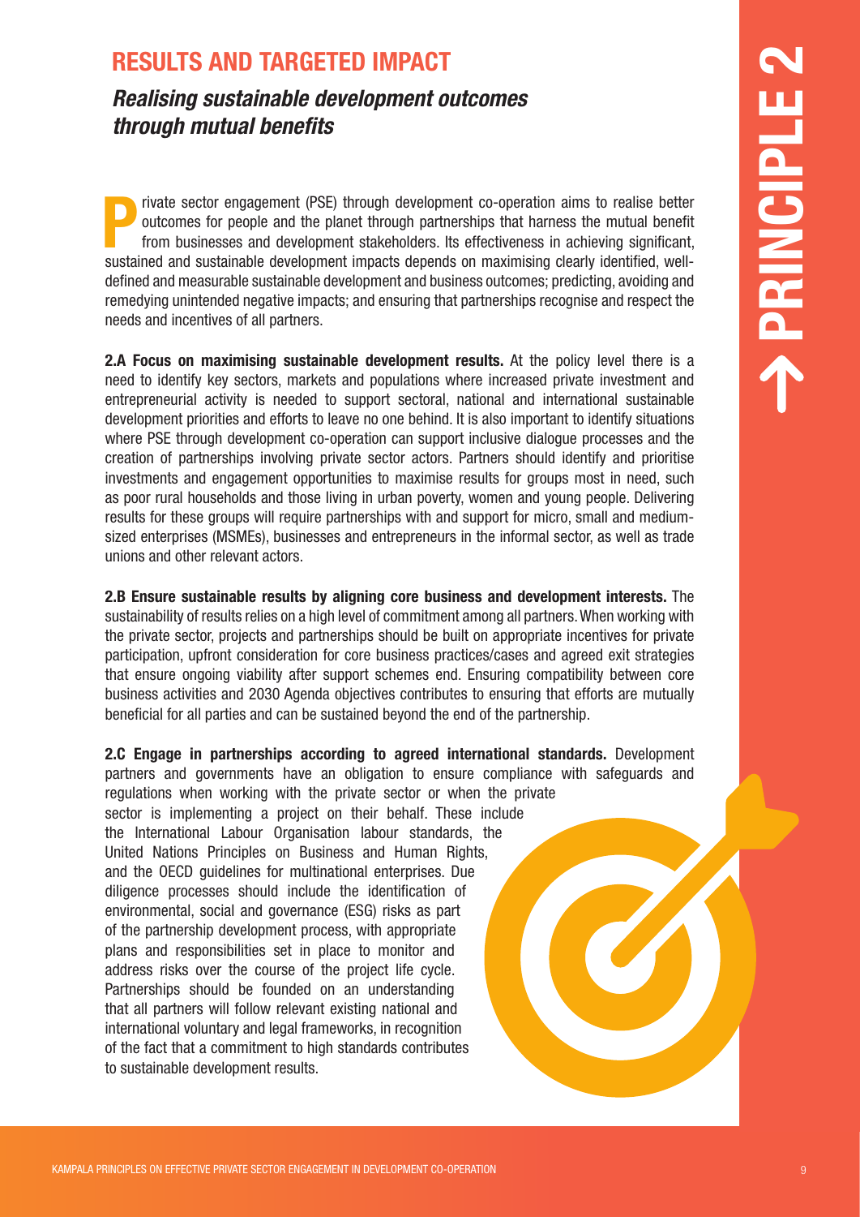# RESULTS AND TARGETED IMPACT

## *Realising sustainable development outcomes through mutual benefits*

**PRINCIPLE 2**

Private sector engagement (PSE) through development co-operation aims to realise better outcomes for people and the planet through partnerships that harness the mutual benefit from businesses and development stakeholders. Its effectiveness in achieving significant, sustained and sustainable development impacts depends on maximising clearly identified, well-defined and measurable sustainable development and business outcomes; predicting, avoiding and remedying unintended negative impacts; and ensuring that partnerships recognise and respect the needs and incentives of all partners.

**2.A Focus on maximising sustainable development results.** At the policy level there is a need to identify key sectors, markets and populations where increased private investment and entrepreneurial activity is needed to support sectoral, national and international sustainable development priorities and efforts to leave no one behind. It is also important to identify situations where PSE through development co-operation can support inclusive dialogue processes and the creation of partnerships involving private sector actors. Partners should identify and prioritise investments and engagement opportunities to maximise results for groups most in need, such as poor rural households and those living in urban poverty, women and young people. Delivering results for these groups will require partnerships with and support for micro, small and medium-sized enterprises (MSMEs), businesses and entrepreneurs in the informal sector, as well as trade unions and other relevant actors.

**2.B Ensure sustainable results by aligning core business and development interests.** The sustainability of results relies on a high level of commitment among all partners. When working with the private sector, projects and partnerships should be built on appropriate incentives for private participation, upfront consideration for core business practices/cases and agreed exit strategies that ensure ongoing viability after support schemes end. Ensuring compatibility between core business activities and 2030 Agenda objectives contributes to ensuring that efforts are mutually beneficial for all parties and can be sustained beyond the end of the partnership.

**2.C Engage in partnerships according to agreed international standards.** Development partners and governments have an obligation to ensure compliance with safeguards and regulations when working with the private sector or when the private sector is implementing a project on their behalf. These include the International Labour Organisation labour standards, the United Nations Principles on Business and Human Rights, and the OECD guidelines for multinational enterprises. Due diligence processes should include the identification of environmental, social and governance (ESG) risks as part of the partnership development process, with appropriate plans and responsibilities set in place to monitor and address risks over the course of the project life cycle. Partnerships should be founded on an understanding that all partners will follow relevant existing national and international voluntary and legal frameworks, in recognition of the fact that a commitment to high standards contributes to sustainable development results.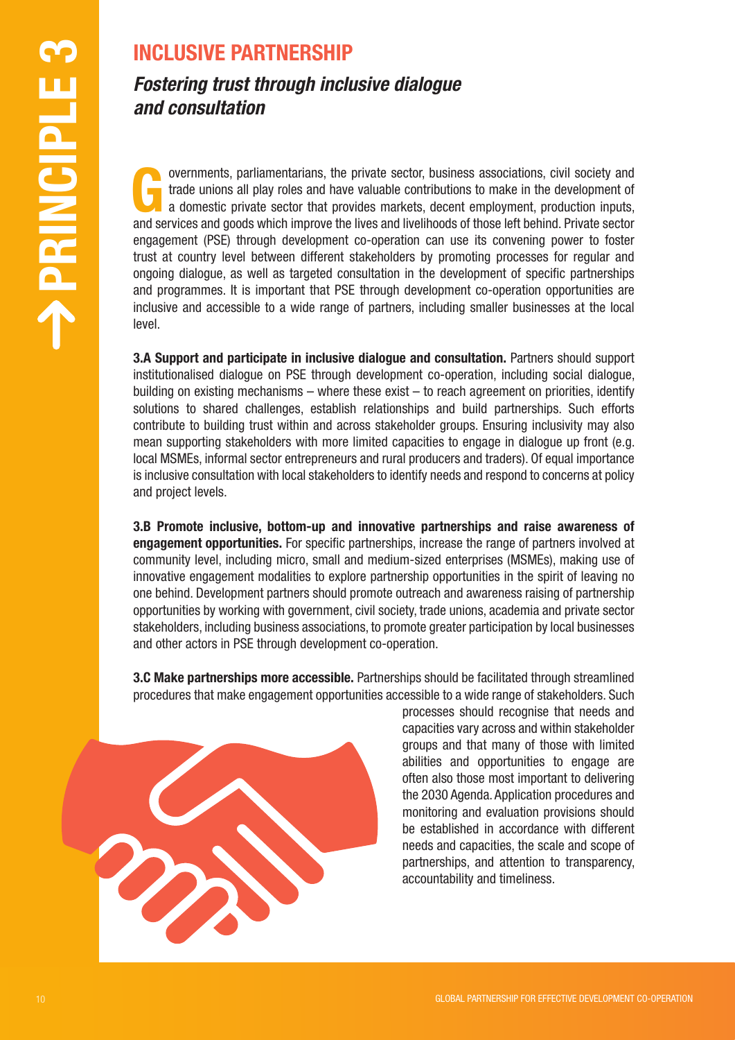# PRINCIPLE 3

## INCLUSIVE PARTNERSHIP

### *Fostering trust through inclusive dialogue and consultation*

Governments, parliamentarians, the private sector, business associations, civil society and trade unions all play roles and have valuable contributions to make in the development of a domestic private sector that provides markets, decent employment, production inputs, and services and goods which improve the lives and livelihoods of those left behind. Private sector engagement (PSE) through development co-operation can use its convening power to foster trust at country level between different stakeholders by promoting processes for regular and ongoing dialogue, as well as targeted consultation in the development of specific partnerships and programmes. It is important that PSE through development co-operation opportunities are inclusive and accessible to a wide range of partners, including smaller businesses at the local level.

**3.A Support and participate in inclusive dialogue and consultation.** Partners should support institutionalised dialogue on PSE through development co-operation, including social dialogue, building on existing mechanisms – where these exist – to reach agreement on priorities, identify solutions to shared challenges, establish relationships and build partnerships. Such efforts contribute to building trust within and across stakeholder groups. Ensuring inclusivity may also mean supporting stakeholders with more limited capacities to engage in dialogue up front (e.g. local MSMEs, informal sector entrepreneurs and rural producers and traders). Of equal importance is inclusive consultation with local stakeholders to identify needs and respond to concerns at policy and project levels.

**3.B Promote inclusive, bottom-up and innovative partnerships and raise awareness of engagement opportunities.** For specific partnerships, increase the range of partners involved at community level, including micro, small and medium-sized enterprises (MSMEs), making use of innovative engagement modalities to explore partnership opportunities in the spirit of leaving no one behind. Development partners should promote outreach and awareness raising of partnership opportunities by working with government, civil society, trade unions, academia and private sector stakeholders, including business associations, to promote greater participation by local businesses and other actors in PSE through development co-operation.

**3.C Make partnerships more accessible.** Partnerships should be facilitated through streamlined procedures that make engagement opportunities accessible to a wide range of stakeholders. Such processes should recognise that needs and capacities vary across and within stakeholder groups and that many of those with limited abilities and opportunities to engage are often also those most important to delivering the 2030 Agenda. Application procedures and monitoring and evaluation provisions should be established in accordance with different needs and capacities, the scale and scope of partnerships, and attention to transparency, accountability and timeliness.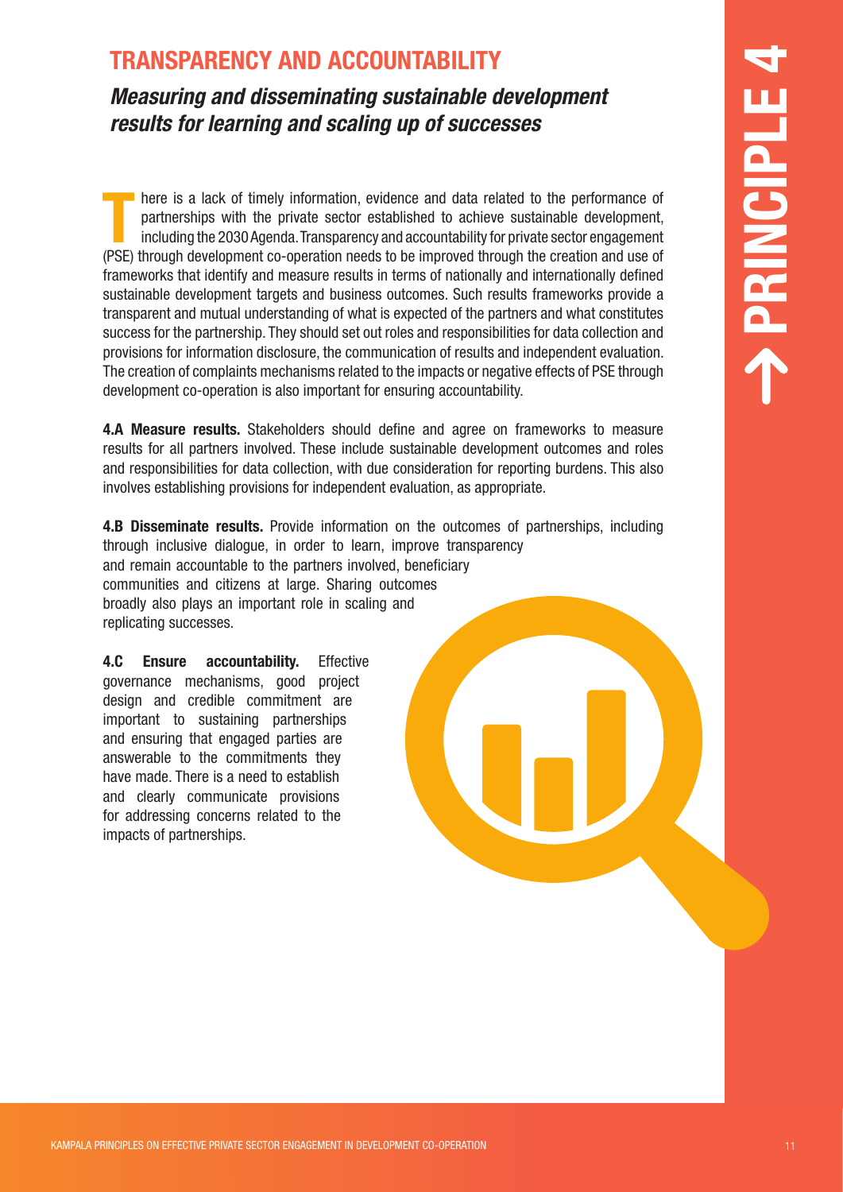# TRANSPARENCY AND ACCOUNTABILITY

## *Measuring and disseminating sustainable development results for learning and scaling up of successes*

There is a lack of timely information, evidence and data related to the performance of partnerships with the private sector established to achieve sustainable development, including the 2030 Agenda. Transparency and accountability for private sector engagement (PSE) through development co-operation needs to be improved through the creation and use of frameworks that identify and measure results in terms of nationally and internationally defined sustainable development targets and business outcomes. Such results frameworks provide a transparent and mutual understanding of what is expected of the partners and what constitutes success for the partnership. They should set out roles and responsibilities for data collection and provisions for information disclosure, the communication of results and independent evaluation. The creation of complaints mechanisms related to the impacts or negative effects of PSE through development co-operation is also important for ensuring accountability.

**4.A Measure results.** Stakeholders should define and agree on frameworks to measure results for all partners involved. These include sustainable development outcomes and roles and responsibilities for data collection, with due consideration for reporting burdens. This also involves establishing provisions for independent evaluation, as appropriate.

**4.B Disseminate results.** Provide information on the outcomes of partnerships, including through inclusive dialogue, in order to learn, improve transparency and remain accountable to the partners involved, beneficiary communities and citizens at large. Sharing outcomes broadly also plays an important role in scaling and replicating successes.

**4.C Ensure accountability.** Effective governance mechanisms, good project design and credible commitment are important to sustaining partnerships and ensuring that engaged parties are answerable to the commitments they have made. There is a need to establish and clearly communicate provisions for addressing concerns related to the impacts of partnerships.

PRINCIPLE 4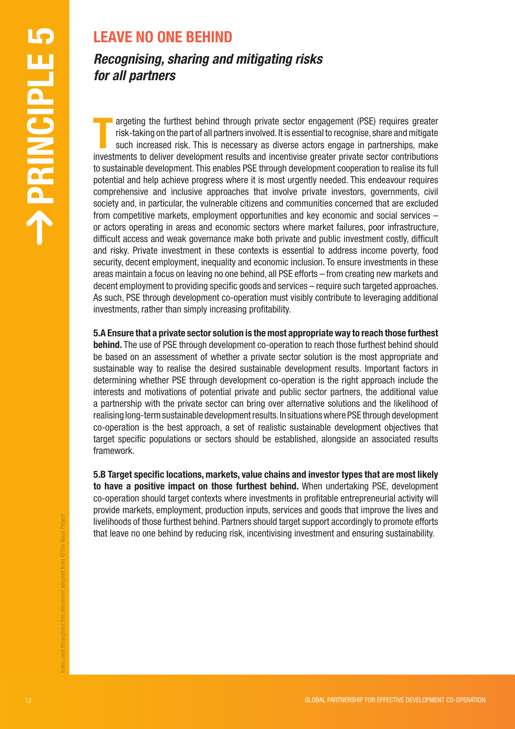# PRINCIPLE 5

## LEAVE NO ONE BEHIND

### *Recognising, sharing and mitigating risks for all partners*

Targeting the furthest behind through private sector engagement (PSE) requires greater risk-taking on the part of all partners involved. It is essential to recognise, share and mitigate such increased risk. This is necessary as diverse actors engage in partnerships, make investments to deliver development results and incentivise greater private sector contributions to sustainable development. This enables PSE through development cooperation to realise its full potential and help achieve progress where it is most urgently needed. This endeavour requires comprehensive and inclusive approaches that involve private investors, governments, civil society and, in particular, the vulnerable citizens and communities concerned that are excluded from competitive markets, employment opportunities and key economic and social services – or actors operating in areas and economic sectors where market failures, poor infrastructure, difficult access and weak governance make both private and public investment costly, difficult and risky. Private investment in these contexts is essential to address income poverty, food security, decent employment, inequality and economic inclusion. To ensure investments in these areas maintain a focus on leaving no one behind, all PSE efforts – from creating new markets and decent employment to providing specific goods and services – require such targeted approaches. As such, PSE through development co-operation must visibly contribute to leveraging additional investments, rather than simply increasing profitability.

**5.A Ensure that a private sector solution is the most appropriate way to reach those furthest behind.** The use of PSE through development co-operation to reach those furthest behind should be based on an assessment of whether a private sector solution is the most appropriate and sustainable way to realise the desired sustainable development results. Important factors in determining whether PSE through development co-operation is the right approach include the interests and motivations of potential private and public sector partners, the additional value a partnership with the private sector can bring over alternative solutions and the likelihood of realising long-term sustainable development results. In situations where PSE through development co-operation is the best approach, a set of realistic sustainable development objectives that target specific populations or sectors should be established, alongside an associated results framework.

**5.B Target specific locations, markets, value chains and investor types that are most likely to have a positive impact on those furthest behind.** When undertaking PSE, development co-operation should target contexts where investments in profitable entrepreneurial activity will provide markets, employment, production inputs, services and goods that improve the lives and livelihoods of those furthest behind. Partners should target support accordingly to promote efforts that leave no one behind by reducing risk, incentivising investment and ensuring sustainability.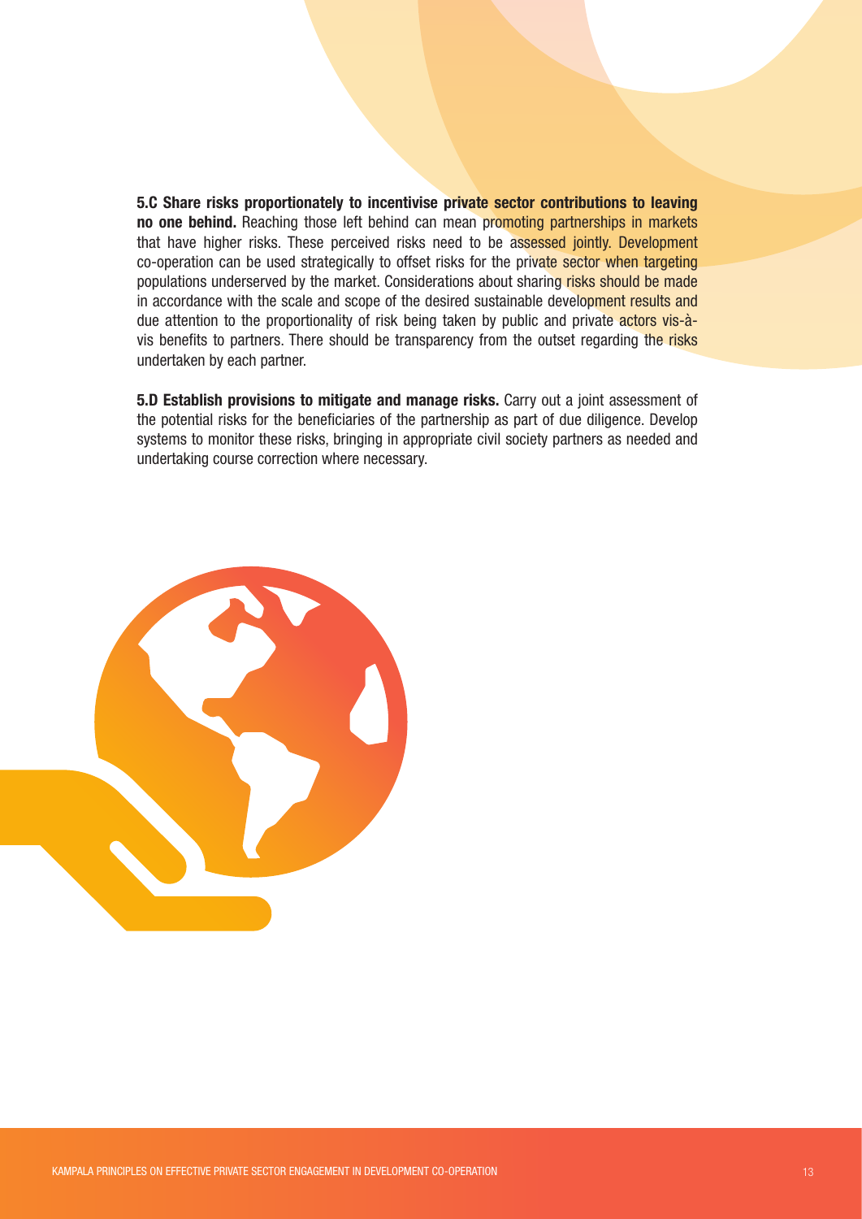**5.C Share risks proportionately to incentivise private sector contributions to leaving no one behind.** Reaching those left behind can mean promoting partnerships in markets that have higher risks. These perceived risks need to be assessed jointly. Development co-operation can be used strategically to offset risks for the private sector when targeting populations underserved by the market. Considerations about sharing risks should be made in accordance with the scale and scope of the desired sustainable development results and due attention to the proportionality of risk being taken by public and private actors vis-à-vis benefits to partners. There should be transparency from the outset regarding the risks undertaken by each partner.

**5.D Establish provisions to mitigate and manage risks.** Carry out a joint assessment of the potential risks for the beneficiaries of the partnership as part of due diligence. Develop systems to monitor these risks, bringing in appropriate civil society partners as needed and undertaking course correction where necessary.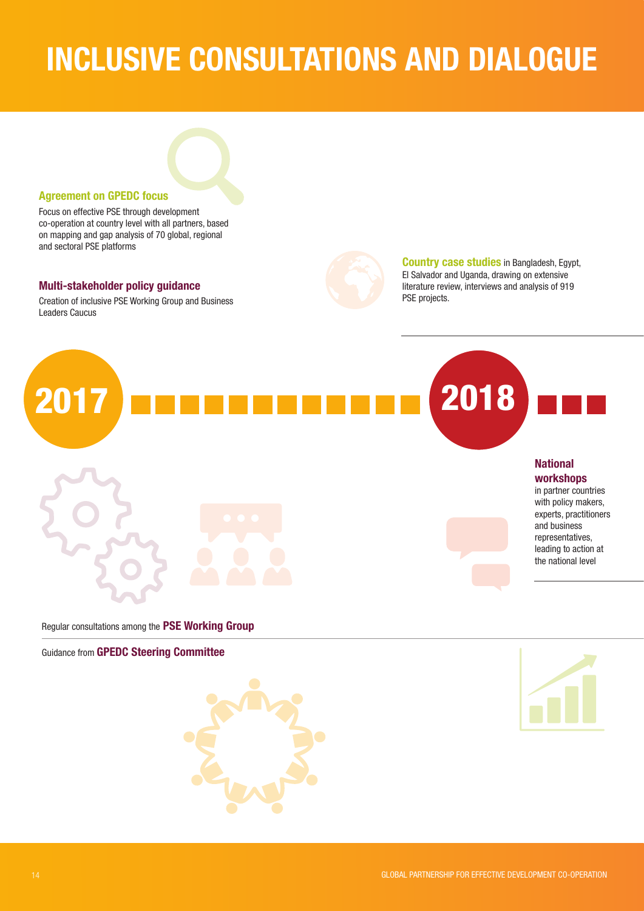# INCLUSIVE CONSULTATIONS AND DIALOGUE

**Agreement on GPEDC focus**

Focus on effective PSE through development co-operation at country level with all partners, based on mapping and gap analysis of 70 global, regional and sectoral PSE platforms

**Multi-stakeholder policy guidance**

Creation of inclusive PSE Working Group and Business Leaders Caucus

**Country case studies** in Bangladesh, Egypt, El Salvador and Uganda, drawing on extensive literature review, interviews and analysis of 919 PSE projects.

**2017**

**2018**

**National workshops**

in partner countries with policy makers, experts, practitioners and business representatives, leading to action at the national level

Regular consultations among the **PSE Working Group**

Guidance from **GPEDC Steering Committee**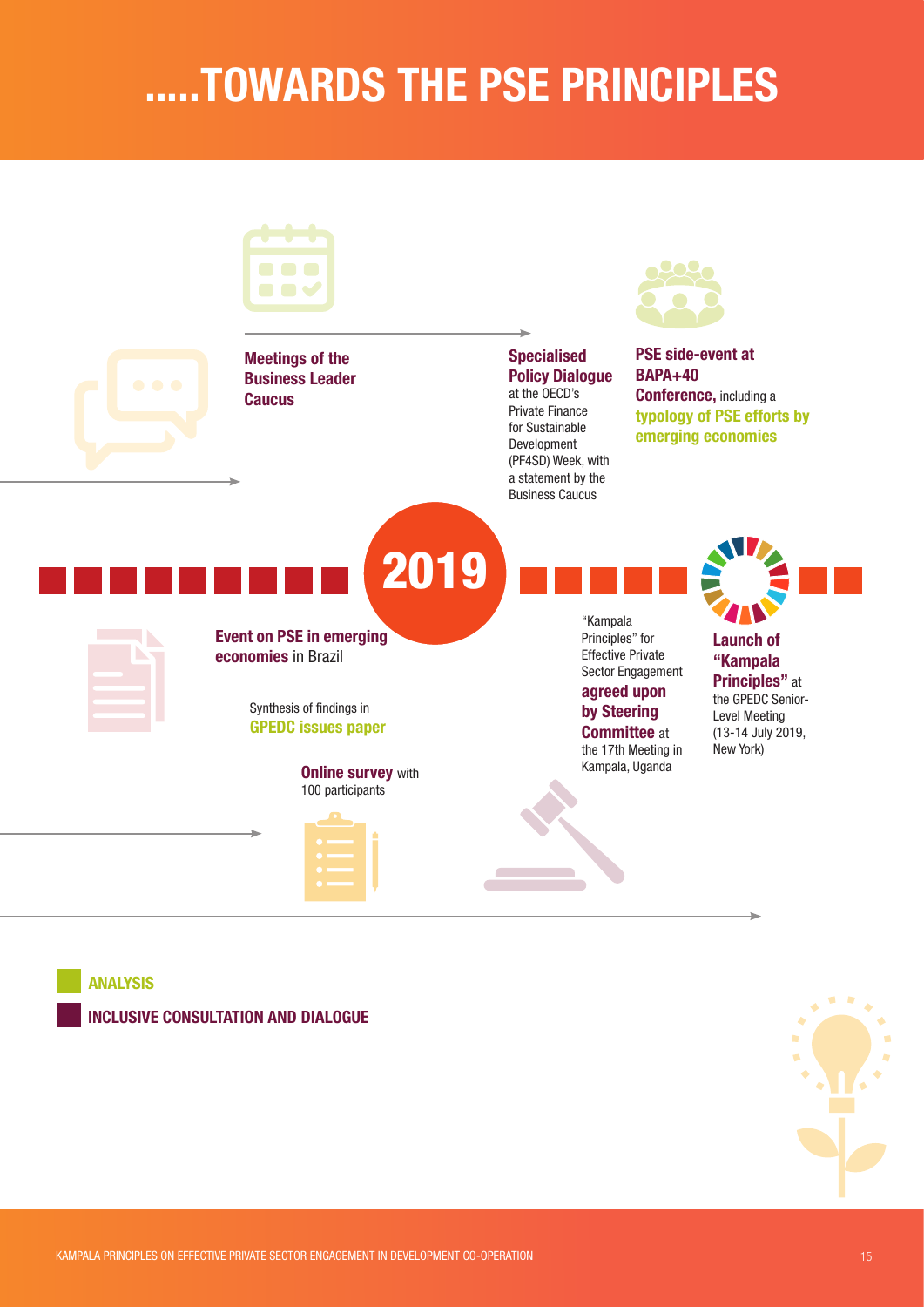# .....TOWARDS THE PSE PRINCIPLES

**Meetings of the Business Leader Caucus**

**Specialised Policy Dialogue** at the OECD's Private Finance for Sustainable Development (PF4SD) Week, with a statement by the Business Caucus

**PSE side-event at BAPA+40 Conference,** including a **typology of PSE efforts by emerging economies**

**2019**

**Event on PSE in emerging economies** in Brazil

Synthesis of findings in **GPEDC issues paper**

**Online survey** with 100 participants

"Kampala Principles" for Effective Private Sector Engagement **agreed upon by Steering Committee** at the 17th Meeting in Kampala, Uganda

**Launch of "Kampala Principles"** at the GPEDC Senior-Level Meeting (13-14 July 2019, New York)

**ANALYSIS**

**INCLUSIVE CONSULTATION AND DIALOGUE**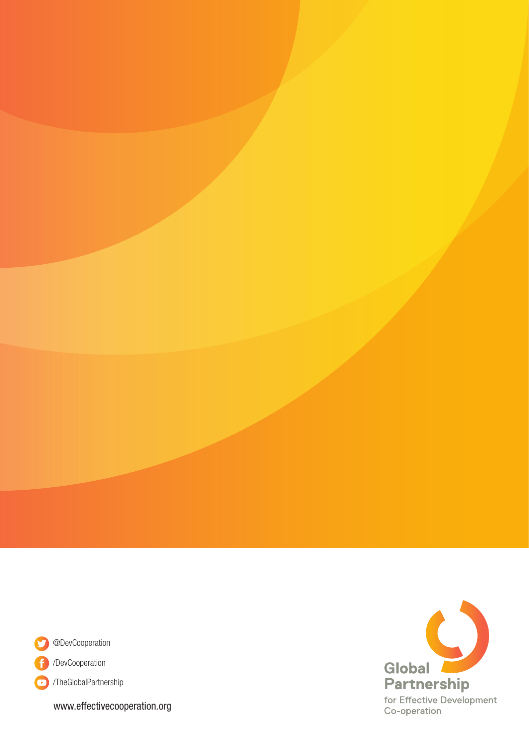@DevCooperation

/DevCooperation

/TheGlobalPartnership

www.effectivecooperation.org

Global Partnership
for Effective Development Co-operation